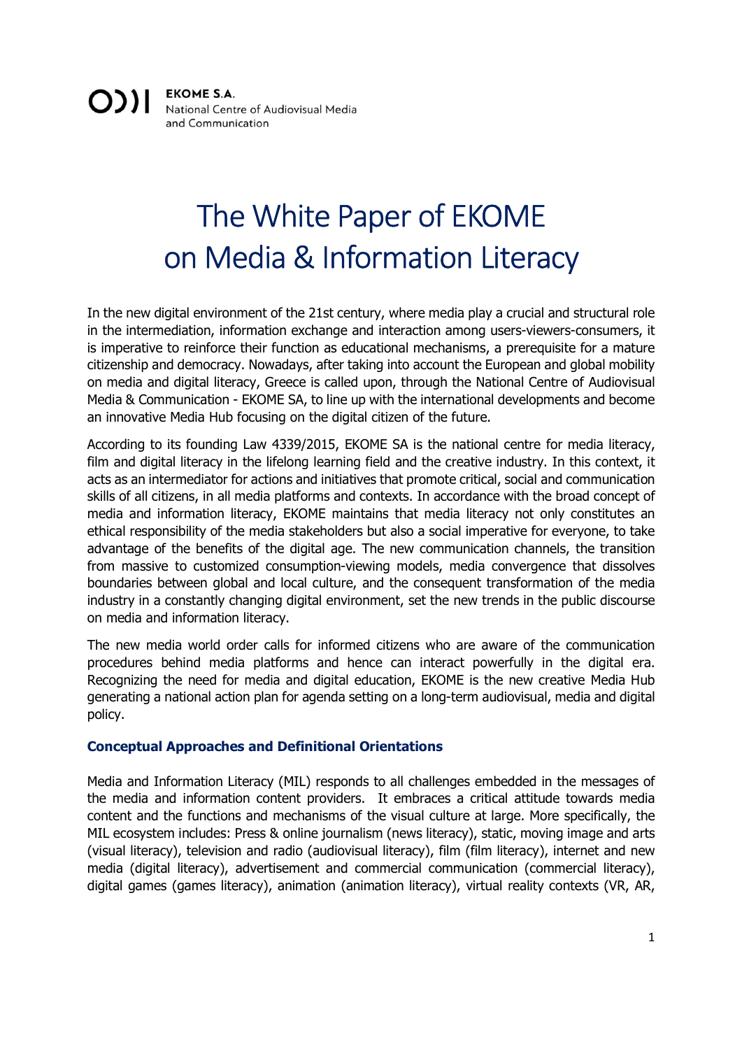EKOME S.A.
National Centre of Audiovisual Media and Communication

# The White Paper of EKOME on Media & Information Literacy

In the new digital environment of the 21st century, where media play a crucial and structural role in the intermediation, information exchange and interaction among users-viewers-consumers, it is imperative to reinforce their function as educational mechanisms, a prerequisite for a mature citizenship and democracy. Nowadays, after taking into account the European and global mobility on media and digital literacy, Greece is called upon, through the National Centre of Audiovisual Media & Communication - EKOME SA, to line up with the international developments and become an innovative Media Hub focusing on the digital citizen of the future.

According to its founding Law 4339/2015, EKOME SA is the national centre for media literacy, film and digital literacy in the lifelong learning field and the creative industry. In this context, it acts as an intermediator for actions and initiatives that promote critical, social and communication skills of all citizens, in all media platforms and contexts. In accordance with the broad concept of media and information literacy, EKOME maintains that media literacy not only constitutes an ethical responsibility of the media stakeholders but also a social imperative for everyone, to take advantage of the benefits of the digital age. The new communication channels, the transition from massive to customized consumption-viewing models, media convergence that dissolves boundaries between global and local culture, and the consequent transformation of the media industry in a constantly changing digital environment, set the new trends in the public discourse on media and information literacy.

The new media world order calls for informed citizens who are aware of the communication procedures behind media platforms and hence can interact powerfully in the digital era. Recognizing the need for media and digital education, EKOME is the new creative Media Hub generating a national action plan for agenda setting on a long-term audiovisual, media and digital policy.

### Conceptual Approaches and Definitional Orientations

Media and Information Literacy (MIL) responds to all challenges embedded in the messages of the media and information content providers. It embraces a critical attitude towards media content and the functions and mechanisms of the visual culture at large. More specifically, the MIL ecosystem includes: Press & online journalism (news literacy), static, moving image and arts (visual literacy), television and radio (audiovisual literacy), film (film literacy), internet and new media (digital literacy), advertisement and commercial communication (commercial literacy), digital games (games literacy), animation (animation literacy), virtual reality contexts (VR, AR,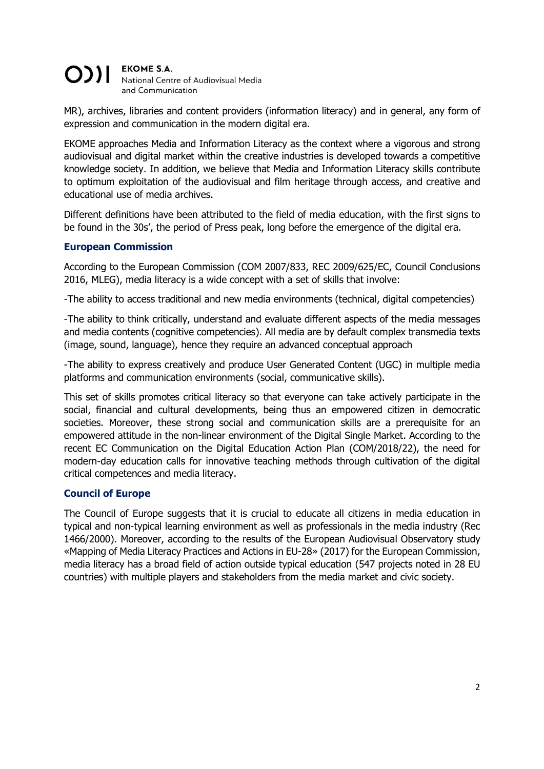MR), archives, libraries and content providers (information literacy) and in general, any form of expression and communication in the modern digital era.

EKOME approaches Media and Information Literacy as the context where a vigorous and strong audiovisual and digital market within the creative industries is developed towards a competitive knowledge society. In addition, we believe that Media and Information Literacy skills contribute to optimum exploitation of the audiovisual and film heritage through access, and creative and educational use of media archives.

Different definitions have been attributed to the field of media education, with the first signs to be found in the 30s', the period of Press peak, long before the emergence of the digital era.

### European Commission

According to the European Commission (COM 2007/833, REC 2009/625/EC, Council Conclusions 2016, MLEG), media literacy is a wide concept with a set of skills that involve:

-The ability to access traditional and new media environments (technical, digital competencies)

-The ability to think critically, understand and evaluate different aspects of the media messages and media contents (cognitive competencies). All media are by default complex transmedia texts (image, sound, language), hence they require an advanced conceptual approach

-The ability to express creatively and produce User Generated Content (UGC) in multiple media platforms and communication environments (social, communicative skills).

This set of skills promotes critical literacy so that everyone can take actively participate in the social, financial and cultural developments, being thus an empowered citizen in democratic societies. Moreover, these strong social and communication skills are a prerequisite for an empowered attitude in the non-linear environment of the Digital Single Market. According to the recent EC Communication on the Digital Education Action Plan (COM/2018/22), the need for modern-day education calls for innovative teaching methods through cultivation of the digital critical competences and media literacy.

### Council of Europe

The Council of Europe suggests that it is crucial to educate all citizens in media education in typical and non-typical learning environment as well as professionals in the media industry (Rec 1466/2000). Moreover, according to the results of the European Audiovisual Observatory study «Mapping of Media Literacy Practices and Actions in EU-28» (2017) for the European Commission, media literacy has a broad field of action outside typical education (547 projects noted in 28 EU countries) with multiple players and stakeholders from the media market and civic society.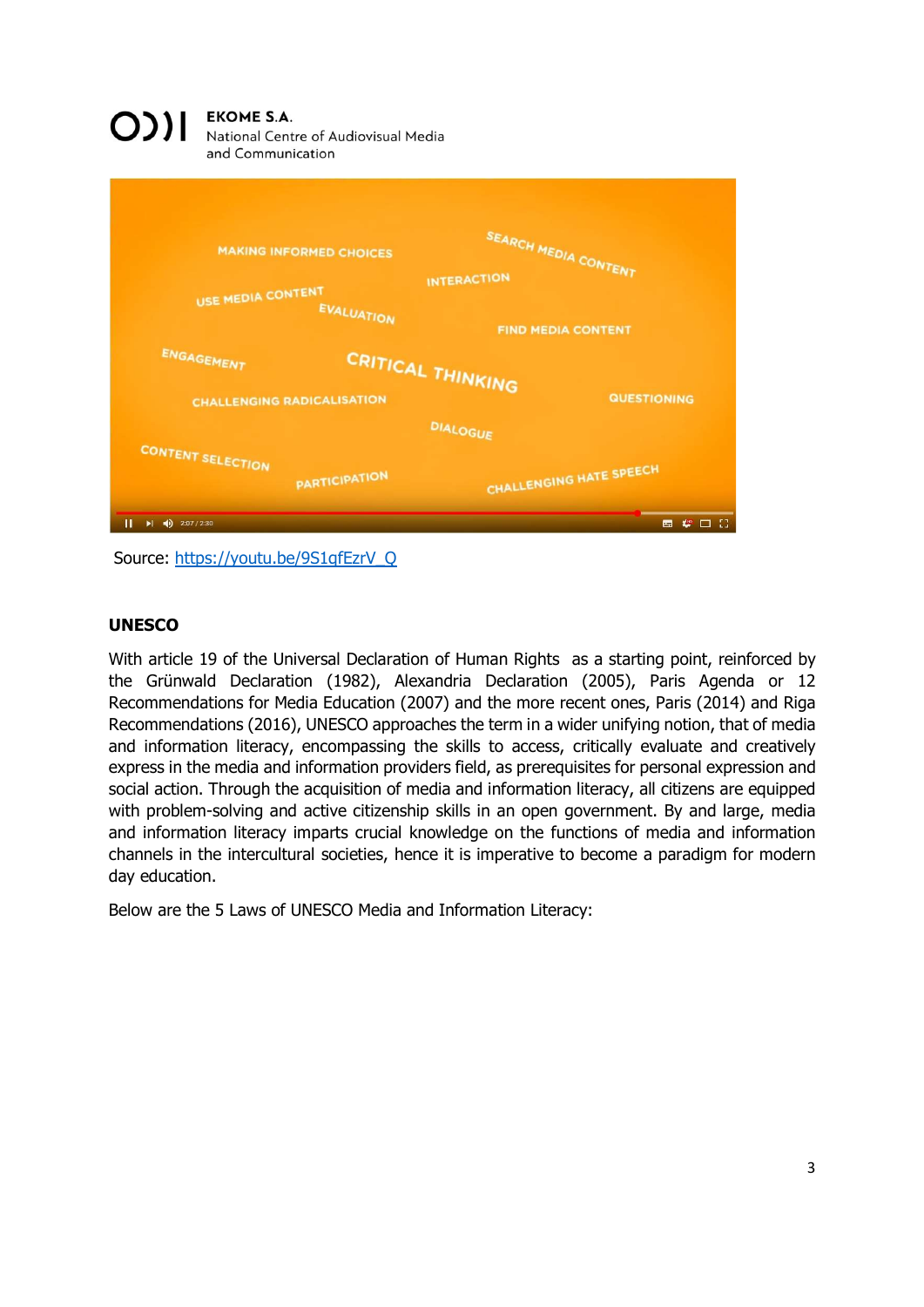Source: https://youtu.be/9S1qfEzrV_Q

## UNESCO

With article 19 of the Universal Declaration of Human Rights as a starting point, reinforced by the Grünwald Declaration (1982), Alexandria Declaration (2005), Paris Agenda or 12 Recommendations for Media Education (2007) and the more recent ones, Paris (2014) and Riga Recommendations (2016), UNESCO approaches the term in a wider unifying notion, that of media and information literacy, encompassing the skills to access, critically evaluate and creatively express in the media and information providers field, as prerequisites for personal expression and social action. Through the acquisition of media and information literacy, all citizens are equipped with problem-solving and active citizenship skills in an open government. By and large, media and information literacy imparts crucial knowledge on the functions of media and information channels in the intercultural societies, hence it is imperative to become a paradigm for modern day education.

Below are the 5 Laws of UNESCO Media and Information Literacy: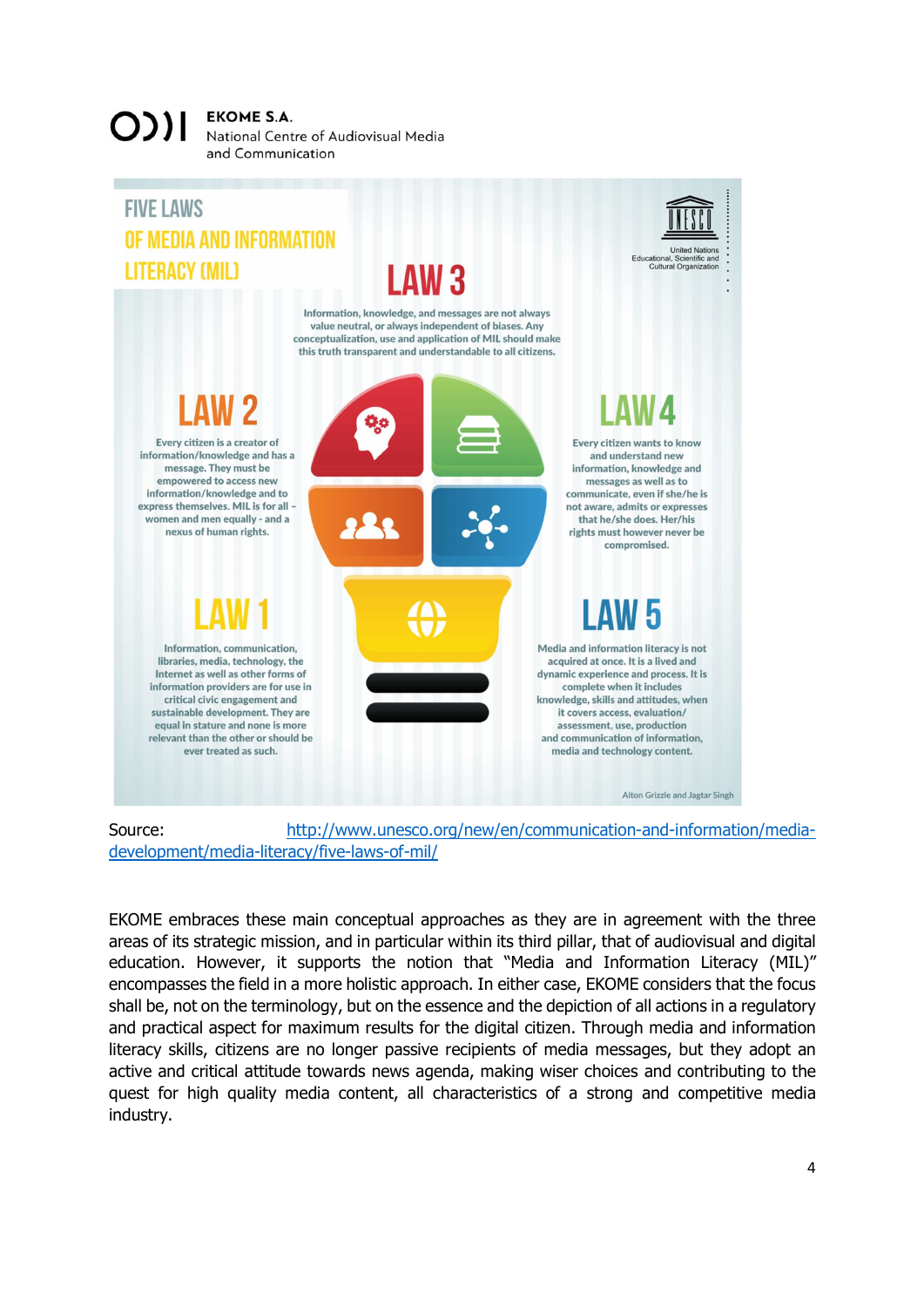# FIVE LAWS OF MEDIA AND INFORMATION LITERACY (MIL)

United Nations Educational, Scientific and Cultural Organization

## LAW 3

Information, knowledge, and messages are not always value neutral, or always independent of biases. Any conceptualization, use and application of MIL should make this truth transparent and understandable to all citizens.

## LAW 2

Every citizen is a creator of information/knowledge and has a message. They must be empowered to access new information/knowledge and to express themselves. MIL is for all – women and men equally - and a nexus of human rights.

## LAW 4

Every citizen wants to know and understand new information, knowledge and messages as well as to communicate, even if she/he is not aware, admits or expresses that he/she does. Her/his rights must however never be compromised.

## LAW 1

Information, communication, libraries, media, technology, the Internet as well as other forms of information providers are for use in critical civic engagement and sustainable development. They are equal in stature and none is more relevant than the other or should be ever treated as such.

## LAW 5

Media and information literacy is not acquired at once. It is a lived and dynamic experience and process. It is complete when it includes knowledge, skills and attitudes, when it covers access, evaluation/ assessment, use, production and communication of information, media and technology content.

Alton Grizzle and Jagtar Singh

Source: http://www.unesco.org/new/en/communication-and-information/media-development/media-literacy/five-laws-of-mil/

EKOME embraces these main conceptual approaches as they are in agreement with the three areas of its strategic mission, and in particular within its third pillar, that of audiovisual and digital education. However, it supports the notion that "Media and Information Literacy (MIL)" encompasses the field in a more holistic approach. In either case, EKOME considers that the focus shall be, not on the terminology, but on the essence and the depiction of all actions in a regulatory and practical aspect for maximum results for the digital citizen. Through media and information literacy skills, citizens are no longer passive recipients of media messages, but they adopt an active and critical attitude towards news agenda, making wiser choices and contributing to the quest for high quality media content, all characteristics of a strong and competitive media industry.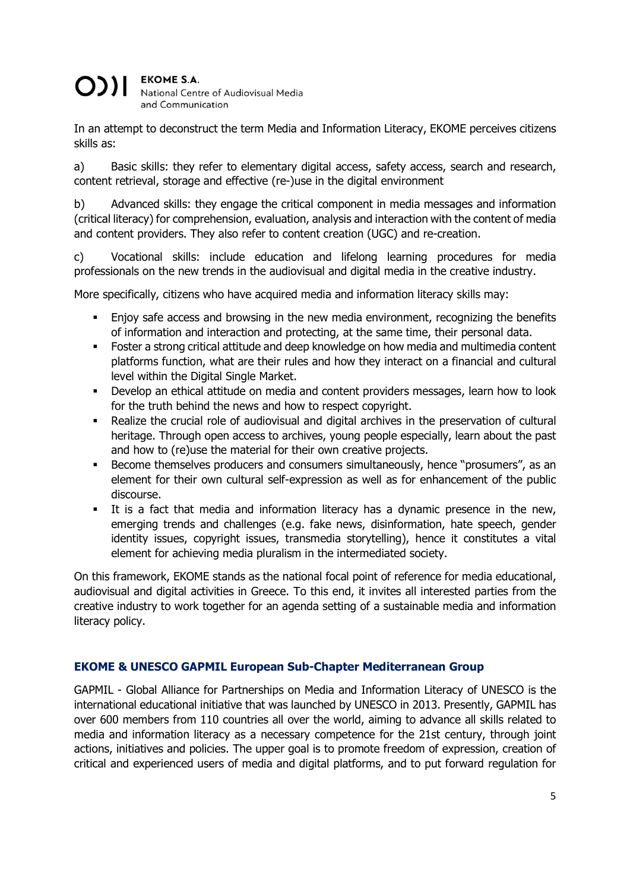In an attempt to deconstruct the term Media and Information Literacy, EKOME perceives citizens skills as:

a) Basic skills: they refer to elementary digital access, safety access, search and research, content retrieval, storage and effective (re-)use in the digital environment

b) Advanced skills: they engage the critical component in media messages and information (critical literacy) for comprehension, evaluation, analysis and interaction with the content of media and content providers. They also refer to content creation (UGC) and re-creation.

c) Vocational skills: include education and lifelong learning procedures for media professionals on the new trends in the audiovisual and digital media in the creative industry.

More specifically, citizens who have acquired media and information literacy skills may:

- Enjoy safe access and browsing in the new media environment, recognizing the benefits of information and interaction and protecting, at the same time, their personal data.
- Foster a strong critical attitude and deep knowledge on how media and multimedia content platforms function, what are their rules and how they interact on a financial and cultural level within the Digital Single Market.
- Develop an ethical attitude on media and content providers messages, learn how to look for the truth behind the news and how to respect copyright.
- Realize the crucial role of audiovisual and digital archives in the preservation of cultural heritage. Through open access to archives, young people especially, learn about the past and how to (re)use the material for their own creative projects.
- Become themselves producers and consumers simultaneously, hence "prosumers", as an element for their own cultural self-expression as well as for enhancement of the public discourse.
- It is a fact that media and information literacy has a dynamic presence in the new, emerging trends and challenges (e.g. fake news, disinformation, hate speech, gender identity issues, copyright issues, transmedia storytelling), hence it constitutes a vital element for achieving media pluralism in the intermediated society.

On this framework, EKOME stands as the national focal point of reference for media educational, audiovisual and digital activities in Greece. To this end, it invites all interested parties from the creative industry to work together for an agenda setting of a sustainable media and information literacy policy.

## EKOME & UNESCO GAPMIL European Sub-Chapter Mediterranean Group

GAPMIL - Global Alliance for Partnerships on Media and Information Literacy of UNESCO is the international educational initiative that was launched by UNESCO in 2013. Presently, GAPMIL has over 600 members from 110 countries all over the world, aiming to advance all skills related to media and information literacy as a necessary competence for the 21st century, through joint actions, initiatives and policies. The upper goal is to promote freedom of expression, creation of critical and experienced users of media and digital platforms, and to put forward regulation for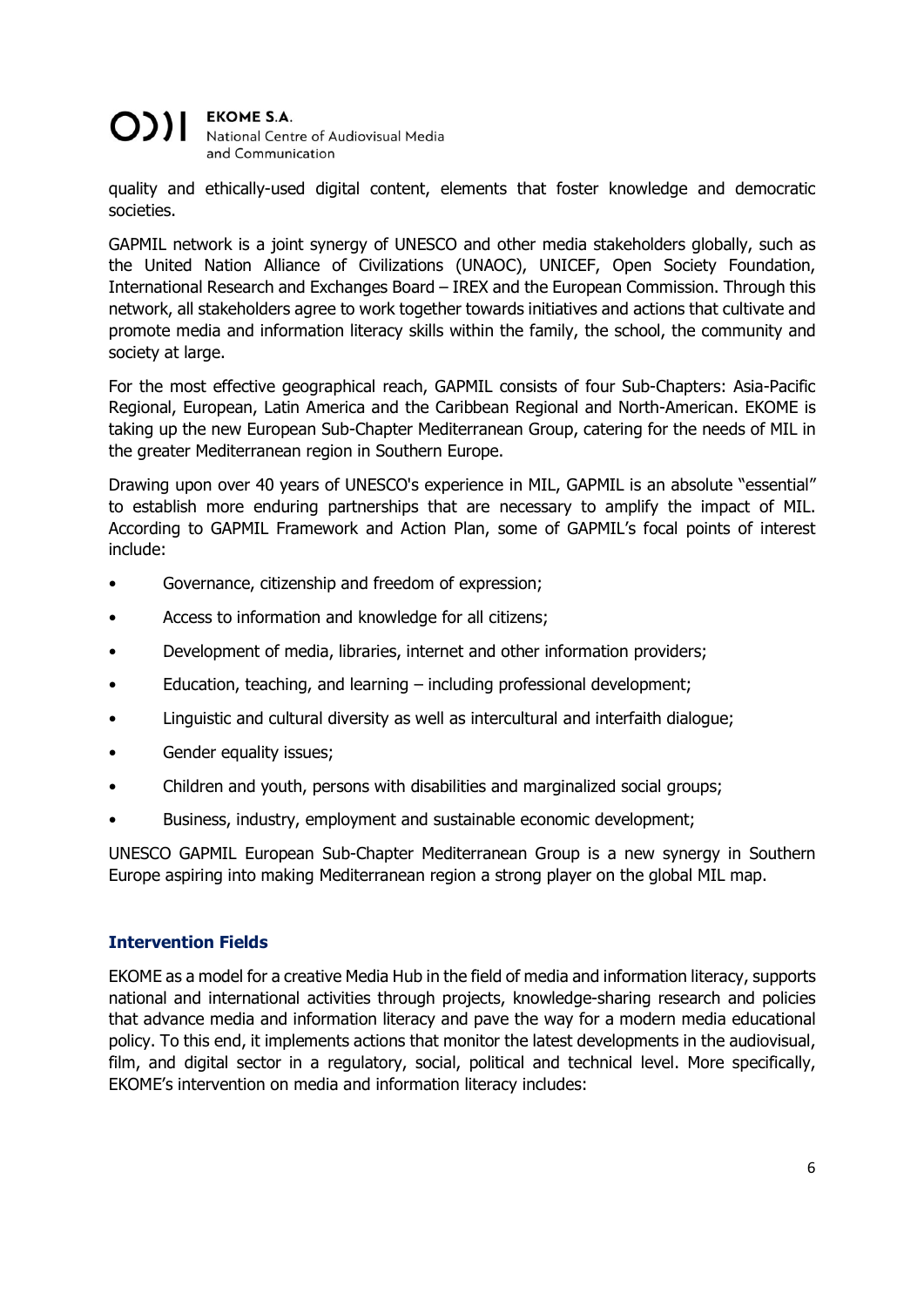quality and ethically-used digital content, elements that foster knowledge and democratic societies.

GAPMIL network is a joint synergy of UNESCO and other media stakeholders globally, such as the United Nation Alliance of Civilizations (UNAOC), UNICEF, Open Society Foundation, International Research and Exchanges Board – IREX and the European Commission. Through this network, all stakeholders agree to work together towards initiatives and actions that cultivate and promote media and information literacy skills within the family, the school, the community and society at large.

For the most effective geographical reach, GAPMIL consists of four Sub-Chapters: Asia-Pacific Regional, European, Latin America and the Caribbean Regional and North-American. EKOME is taking up the new European Sub-Chapter Mediterranean Group, catering for the needs of MIL in the greater Mediterranean region in Southern Europe.

Drawing upon over 40 years of UNESCO's experience in MIL, GAPMIL is an absolute "essential" to establish more enduring partnerships that are necessary to amplify the impact of MIL. According to GAPMIL Framework and Action Plan, some of GAPMIL's focal points of interest include:

- Governance, citizenship and freedom of expression;
- Access to information and knowledge for all citizens;
- Development of media, libraries, internet and other information providers;
- Education, teaching, and learning – including professional development;
- Linguistic and cultural diversity as well as intercultural and interfaith dialogue;
- Gender equality issues;
- Children and youth, persons with disabilities and marginalized social groups;
- Business, industry, employment and sustainable economic development;

UNESCO GAPMIL European Sub-Chapter Mediterranean Group is a new synergy in Southern Europe aspiring into making Mediterranean region a strong player on the global MIL map.

## Intervention Fields

EKOME as a model for a creative Media Hub in the field of media and information literacy, supports national and international activities through projects, knowledge-sharing research and policies that advance media and information literacy and pave the way for a modern media educational policy. To this end, it implements actions that monitor the latest developments in the audiovisual, film, and digital sector in a regulatory, social, political and technical level. More specifically, EKOME's intervention on media and information literacy includes: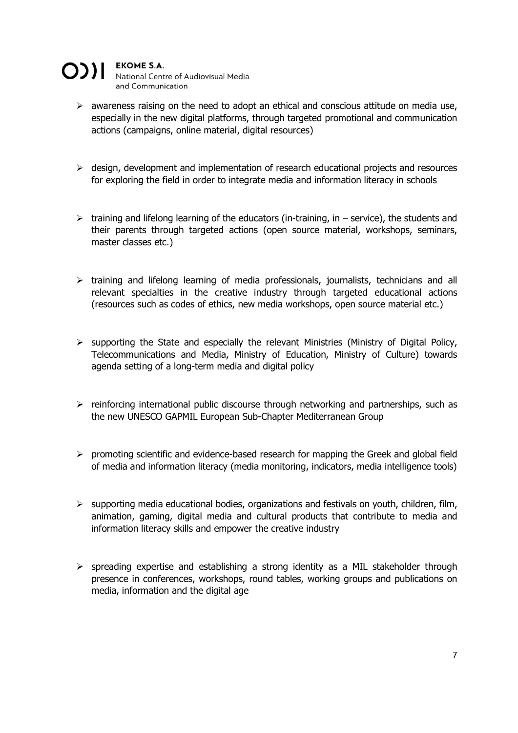- awareness raising on the need to adopt an ethical and conscious attitude on media use, especially in the new digital platforms, through targeted promotional and communication actions (campaigns, online material, digital resources)

- design, development and implementation of research educational projects and resources for exploring the field in order to integrate media and information literacy in schools

- training and lifelong learning of the educators (in-training, in – service), the students and their parents through targeted actions (open source material, workshops, seminars, master classes etc.)

- training and lifelong learning of media professionals, journalists, technicians and all relevant specialties in the creative industry through targeted educational actions (resources such as codes of ethics, new media workshops, open source material etc.)

- supporting the State and especially the relevant Ministries (Ministry of Digital Policy, Telecommunications and Media, Ministry of Education, Ministry of Culture) towards agenda setting of a long-term media and digital policy

- reinforcing international public discourse through networking and partnerships, such as the new UNESCO GAPMIL European Sub-Chapter Mediterranean Group

- promoting scientific and evidence-based research for mapping the Greek and global field of media and information literacy (media monitoring, indicators, media intelligence tools)

- supporting media educational bodies, organizations and festivals on youth, children, film, animation, gaming, digital media and cultural products that contribute to media and information literacy skills and empower the creative industry

- spreading expertise and establishing a strong identity as a MIL stakeholder through presence in conferences, workshops, round tables, working groups and publications on media, information and the digital age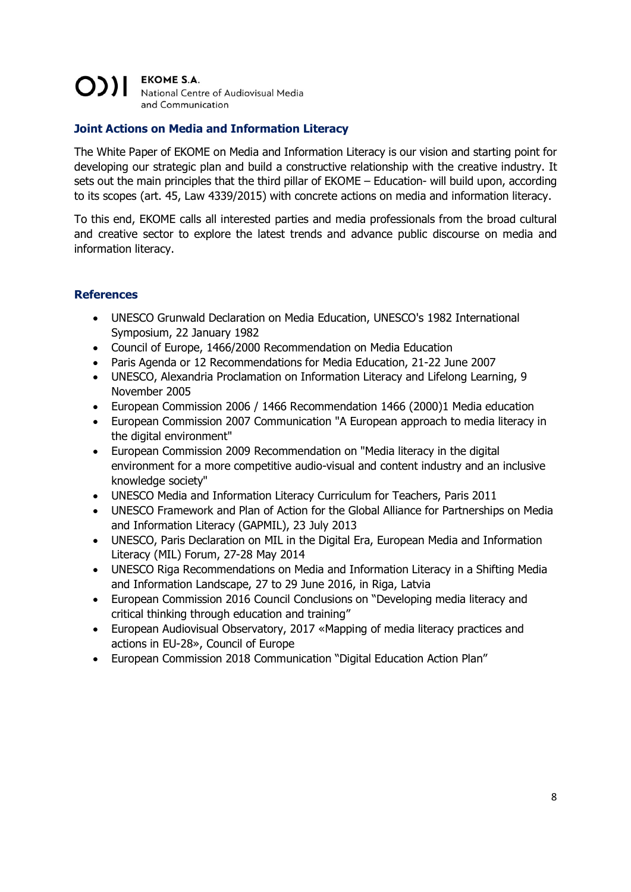EKOME S.A.
National Centre of Audiovisual Media and Communication

## Joint Actions on Media and Information Literacy

The White Paper of EKOME on Media and Information Literacy is our vision and starting point for developing our strategic plan and build a constructive relationship with the creative industry. It sets out the main principles that the third pillar of EKOME – Education- will build upon, according to its scopes (art. 45, Law 4339/2015) with concrete actions on media and information literacy.

To this end, EKOME calls all interested parties and media professionals from the broad cultural and creative sector to explore the latest trends and advance public discourse on media and information literacy.

## References

- UNESCO Grunwald Declaration on Media Education, UNESCO's 1982 International Symposium, 22 January 1982
- Council of Europe, 1466/2000 Recommendation on Media Education
- Paris Agenda or 12 Recommendations for Media Education, 21-22 June 2007
- UNESCO, Alexandria Proclamation on Information Literacy and Lifelong Learning, 9 November 2005
- European Commission 2006 / 1466 Recommendation 1466 (2000)1 Media education
- European Commission 2007 Communication "A European approach to media literacy in the digital environment"
- European Commission 2009 Recommendation on "Media literacy in the digital environment for a more competitive audio-visual and content industry and an inclusive knowledge society"
- UNESCO Media and Information Literacy Curriculum for Teachers, Paris 2011
- UNESCO Framework and Plan of Action for the Global Alliance for Partnerships on Media and Information Literacy (GAPMIL), 23 July 2013
- UNESCO, Paris Declaration on MIL in the Digital Era, European Media and Information Literacy (MIL) Forum, 27-28 May 2014
- UNESCO Riga Recommendations on Media and Information Literacy in a Shifting Media and Information Landscape, 27 to 29 June 2016, in Riga, Latvia
- European Commission 2016 Council Conclusions on "Developing media literacy and critical thinking through education and training"
- European Audiovisual Observatory, 2017 «Mapping of media literacy practices and actions in EU-28», Council of Europe
- European Commission 2018 Communication "Digital Education Action Plan"